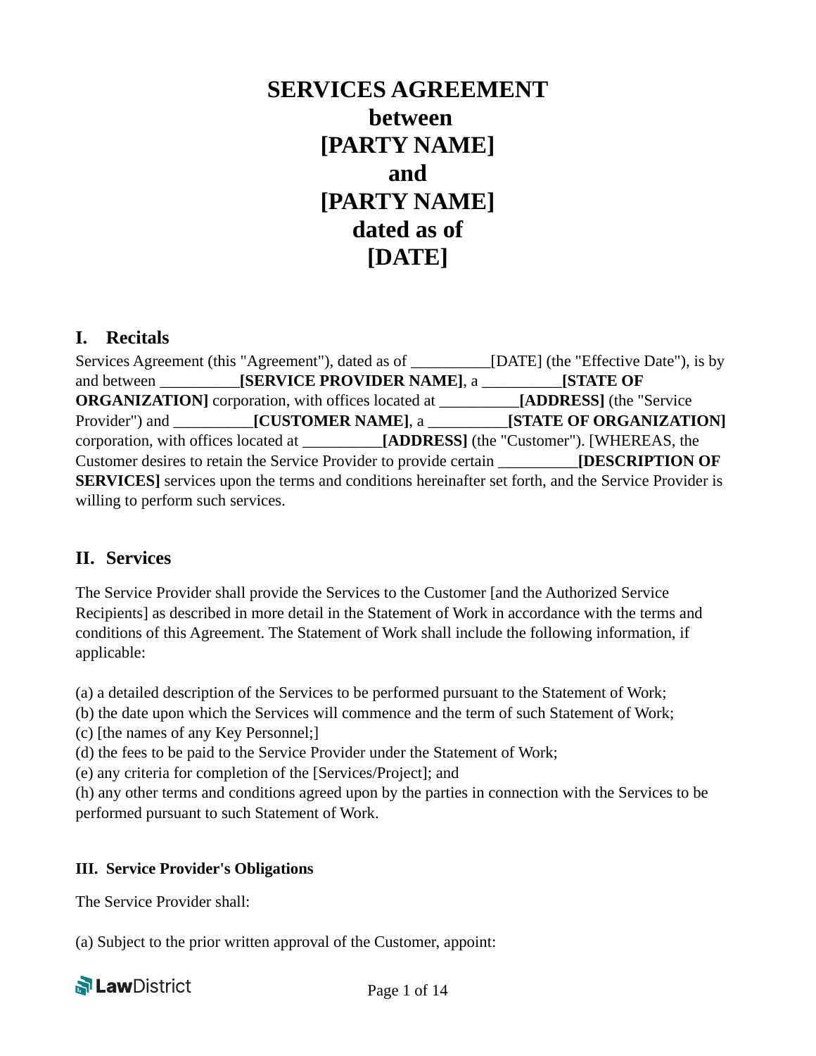# SERVICES AGREEMENT
# between
# [PARTY NAME]
# and
# [PARTY NAME]
# dated as of
# [DATE]

## I. Recitals

Services Agreement (this "Agreement"), dated as of __________[DATE] (the "Effective Date"), is by and between __________**[SERVICE PROVIDER NAME]**, a __________**[STATE OF ORGANIZATION]** corporation, with offices located at __________**[ADDRESS]** (the "Service Provider") and __________**[CUSTOMER NAME]**, a __________**[STATE OF ORGANIZATION]** corporation, with offices located at __________**[ADDRESS]** (the "Customer"). [WHEREAS, the Customer desires to retain the Service Provider to provide certain __________**[DESCRIPTION OF SERVICES]** services upon the terms and conditions hereinafter set forth, and the Service Provider is willing to perform such services.

## II. Services

The Service Provider shall provide the Services to the Customer [and the Authorized Service Recipients] as described in more detail in the Statement of Work in accordance with the terms and conditions of this Agreement. The Statement of Work shall include the following information, if applicable:

(a) a detailed description of the Services to be performed pursuant to the Statement of Work;
(b) the date upon which the Services will commence and the term of such Statement of Work;
(c) [the names of any Key Personnel;]
(d) the fees to be paid to the Service Provider under the Statement of Work;
(e) any criteria for completion of the [Services/Project]; and
(h) any other terms and conditions agreed upon by the parties in connection with the Services to be performed pursuant to such Statement of Work.

### III. Service Provider's Obligations

The Service Provider shall:

(a) Subject to the prior written approval of the Customer, appoint: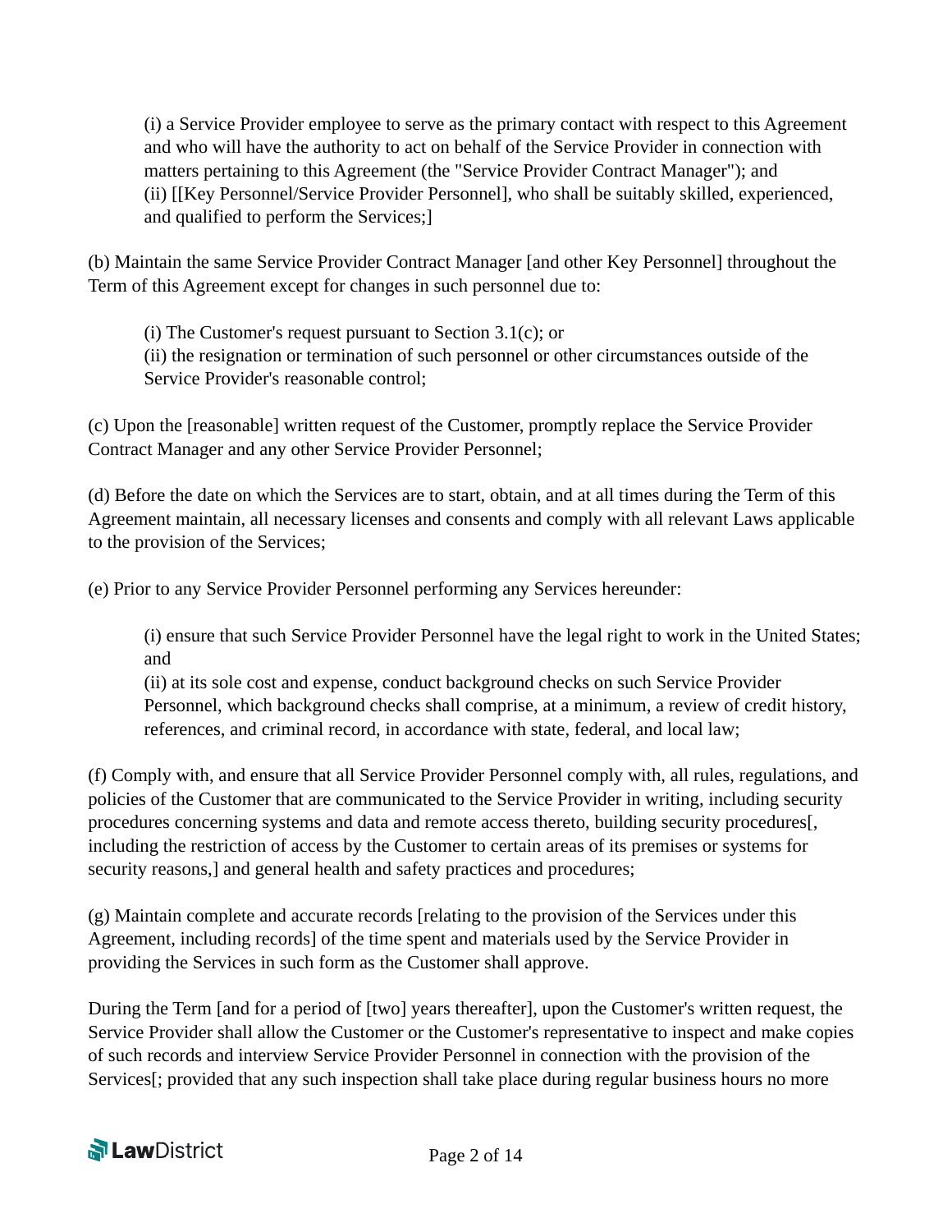(i) a Service Provider employee to serve as the primary contact with respect to this Agreement and who will have the authority to act on behalf of the Service Provider in connection with matters pertaining to this Agreement (the "Service Provider Contract Manager"); and
(ii) [[Key Personnel/Service Provider Personnel], who shall be suitably skilled, experienced, and qualified to perform the Services;]

(b) Maintain the same Service Provider Contract Manager [and other Key Personnel] throughout the Term of this Agreement except for changes in such personnel due to:

(i) The Customer's request pursuant to Section 3.1(c); or
(ii) the resignation or termination of such personnel or other circumstances outside of the Service Provider's reasonable control;

(c) Upon the [reasonable] written request of the Customer, promptly replace the Service Provider Contract Manager and any other Service Provider Personnel;

(d) Before the date on which the Services are to start, obtain, and at all times during the Term of this Agreement maintain, all necessary licenses and consents and comply with all relevant Laws applicable to the provision of the Services;

(e) Prior to any Service Provider Personnel performing any Services hereunder:

(i) ensure that such Service Provider Personnel have the legal right to work in the United States; and
(ii) at its sole cost and expense, conduct background checks on such Service Provider Personnel, which background checks shall comprise, at a minimum, a review of credit history, references, and criminal record, in accordance with state, federal, and local law;

(f) Comply with, and ensure that all Service Provider Personnel comply with, all rules, regulations, and policies of the Customer that are communicated to the Service Provider in writing, including security procedures concerning systems and data and remote access thereto, building security procedures[, including the restriction of access by the Customer to certain areas of its premises or systems for security reasons,] and general health and safety practices and procedures;

(g) Maintain complete and accurate records [relating to the provision of the Services under this Agreement, including records] of the time spent and materials used by the Service Provider in providing the Services in such form as the Customer shall approve.

During the Term [and for a period of [two] years thereafter], upon the Customer's written request, the Service Provider shall allow the Customer or the Customer's representative to inspect and make copies of such records and interview Service Provider Personnel in connection with the provision of the Services[; provided that any such inspection shall take place during regular business hours no more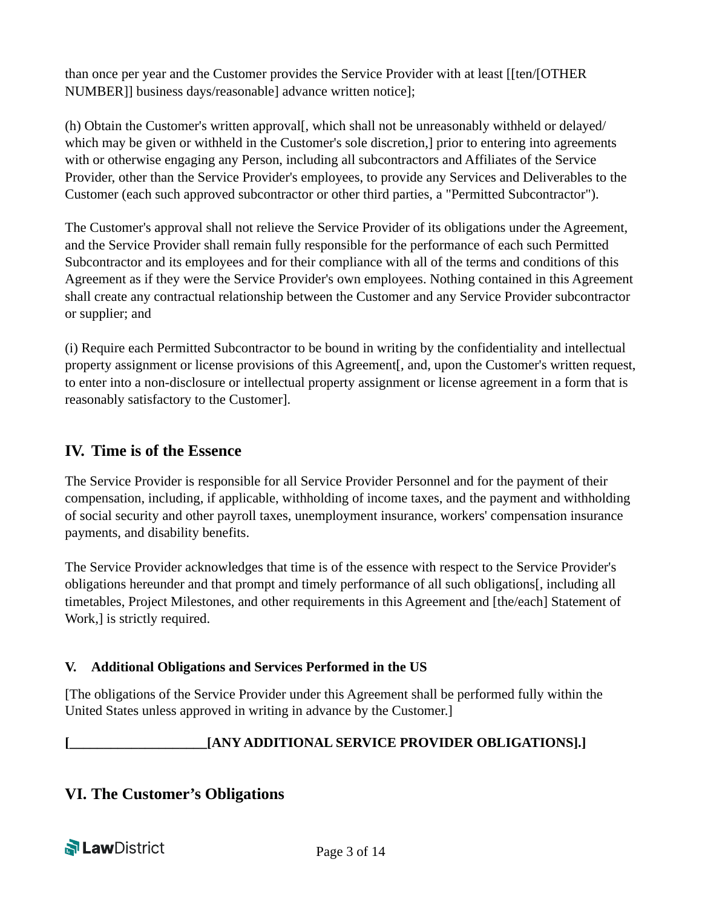than once per year and the Customer provides the Service Provider with at least [[ten/[OTHER NUMBER]] business days/reasonable] advance written notice];

(h) Obtain the Customer's written approval[, which shall not be unreasonably withheld or delayed/ which may be given or withheld in the Customer's sole discretion,] prior to entering into agreements with or otherwise engaging any Person, including all subcontractors and Affiliates of the Service Provider, other than the Service Provider's employees, to provide any Services and Deliverables to the Customer (each such approved subcontractor or other third parties, a "Permitted Subcontractor").

The Customer's approval shall not relieve the Service Provider of its obligations under the Agreement, and the Service Provider shall remain fully responsible for the performance of each such Permitted Subcontractor and its employees and for their compliance with all of the terms and conditions of this Agreement as if they were the Service Provider's own employees. Nothing contained in this Agreement shall create any contractual relationship between the Customer and any Service Provider subcontractor or supplier; and

(i) Require each Permitted Subcontractor to be bound in writing by the confidentiality and intellectual property assignment or license provisions of this Agreement[, and, upon the Customer's written request, to enter into a non-disclosure or intellectual property assignment or license agreement in a form that is reasonably satisfactory to the Customer].

## IV. Time is of the Essence

The Service Provider is responsible for all Service Provider Personnel and for the payment of their compensation, including, if applicable, withholding of income taxes, and the payment and withholding of social security and other payroll taxes, unemployment insurance, workers' compensation insurance payments, and disability benefits.

The Service Provider acknowledges that time is of the essence with respect to the Service Provider's obligations hereunder and that prompt and timely performance of all such obligations[, including all timetables, Project Milestones, and other requirements in this Agreement and [the/each] Statement of Work,] is strictly required.

### V. Additional Obligations and Services Performed in the US

[The obligations of the Service Provider under this Agreement shall be performed fully within the United States unless approved in writing in advance by the Customer.]

**[____________________[ANY ADDITIONAL SERVICE PROVIDER OBLIGATIONS].]**

## VI. The Customer's Obligations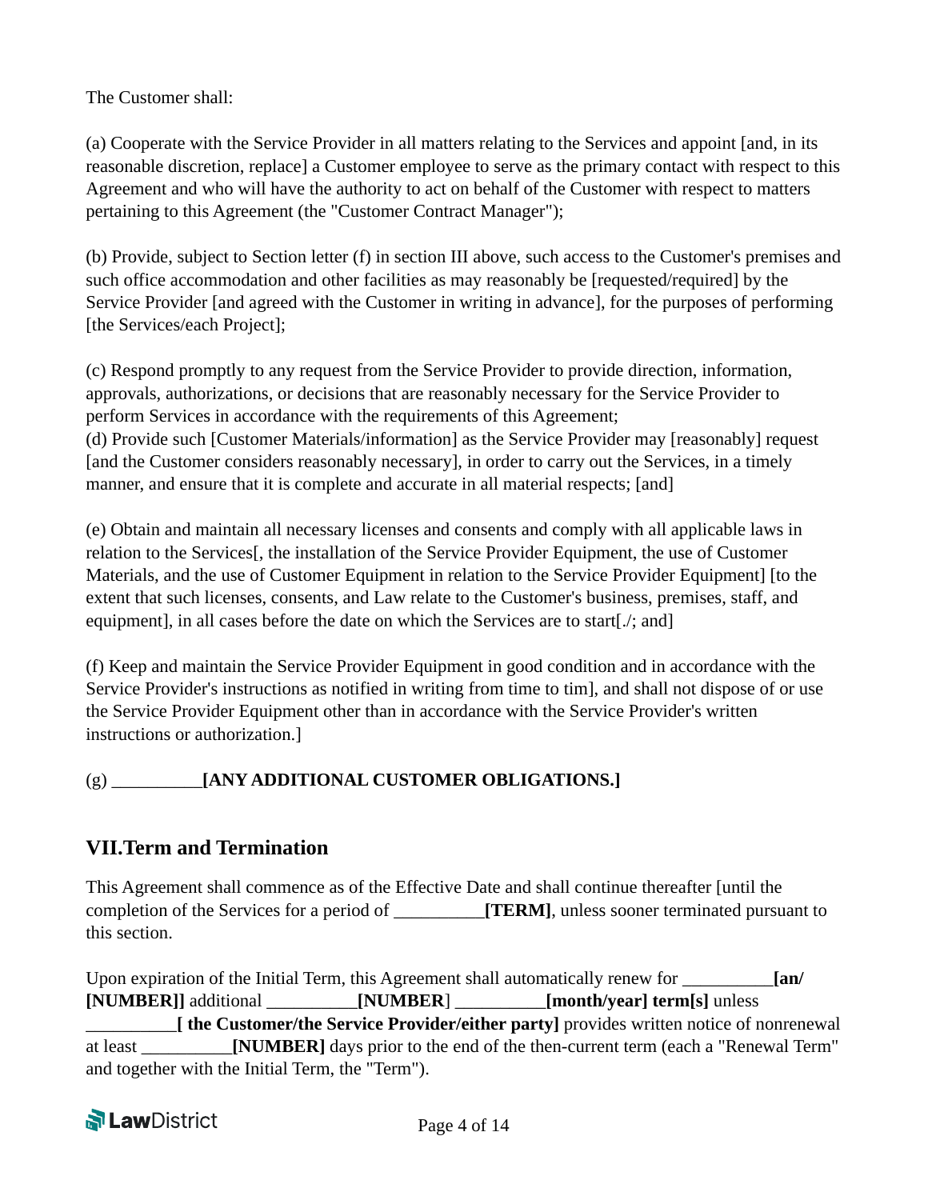The Customer shall:

(a) Cooperate with the Service Provider in all matters relating to the Services and appoint [and, in its reasonable discretion, replace] a Customer employee to serve as the primary contact with respect to this Agreement and who will have the authority to act on behalf of the Customer with respect to matters pertaining to this Agreement (the "Customer Contract Manager");

(b) Provide, subject to Section letter (f) in section III above, such access to the Customer's premises and such office accommodation and other facilities as may reasonably be [requested/required] by the Service Provider [and agreed with the Customer in writing in advance], for the purposes of performing [the Services/each Project];

(c) Respond promptly to any request from the Service Provider to provide direction, information, approvals, authorizations, or decisions that are reasonably necessary for the Service Provider to perform Services in accordance with the requirements of this Agreement;
(d) Provide such [Customer Materials/information] as the Service Provider may [reasonably] request [and the Customer considers reasonably necessary], in order to carry out the Services, in a timely manner, and ensure that it is complete and accurate in all material respects; [and]

(e) Obtain and maintain all necessary licenses and consents and comply with all applicable laws in relation to the Services[, the installation of the Service Provider Equipment, the use of Customer Materials, and the use of Customer Equipment in relation to the Service Provider Equipment] [to the extent that such licenses, consents, and Law relate to the Customer's business, premises, staff, and equipment], in all cases before the date on which the Services are to start[./; and]

(f) Keep and maintain the Service Provider Equipment in good condition and in accordance with the Service Provider's instructions as notified in writing from time to tim], and shall not dispose of or use the Service Provider Equipment other than in accordance with the Service Provider's written instructions or authorization.]

(g) __________**[ANY ADDITIONAL CUSTOMER OBLIGATIONS.]**

## VII.Term and Termination

This Agreement shall commence as of the Effective Date and shall continue thereafter [until the completion of the Services for a period of __________**[TERM]**, unless sooner terminated pursuant to this section.

Upon expiration of the Initial Term, this Agreement shall automatically renew for __________**[an/ [NUMBER]]** additional __________**[NUMBER**] __________**[month/year] term[s]** unless __________**[ the Customer/the Service Provider/either party]** provides written notice of nonrenewal at least __________**[NUMBER]** days prior to the end of the then-current term (each a "Renewal Term" and together with the Initial Term, the "Term").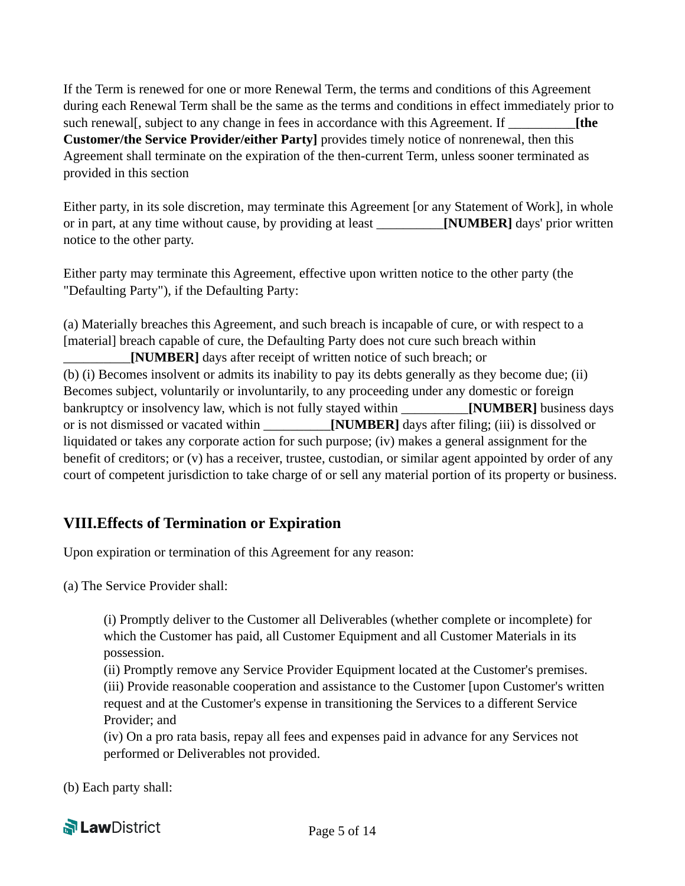If the Term is renewed for one or more Renewal Term, the terms and conditions of this Agreement during each Renewal Term shall be the same as the terms and conditions in effect immediately prior to such renewal[, subject to any change in fees in accordance with this Agreement. If __________**[the Customer/the Service Provider/either Party]** provides timely notice of nonrenewal, then this Agreement shall terminate on the expiration of the then-current Term, unless sooner terminated as provided in this section

Either party, in its sole discretion, may terminate this Agreement [or any Statement of Work], in whole or in part, at any time without cause, by providing at least __________**[NUMBER]** days' prior written notice to the other party.

Either party may terminate this Agreement, effective upon written notice to the other party (the "Defaulting Party"), if the Defaulting Party:

(a) Materially breaches this Agreement, and such breach is incapable of cure, or with respect to a [material] breach capable of cure, the Defaulting Party does not cure such breach within __________**[NUMBER]** days after receipt of written notice of such breach; or
(b) (i) Becomes insolvent or admits its inability to pay its debts generally as they become due; (ii) Becomes subject, voluntarily or involuntarily, to any proceeding under any domestic or foreign bankruptcy or insolvency law, which is not fully stayed within __________**[NUMBER]** business days or is not dismissed or vacated within __________**[NUMBER]** days after filing; (iii) is dissolved or liquidated or takes any corporate action for such purpose; (iv) makes a general assignment for the benefit of creditors; or (v) has a receiver, trustee, custodian, or similar agent appointed by order of any court of competent jurisdiction to take charge of or sell any material portion of its property or business.

## VIII.Effects of Termination or Expiration

Upon expiration or termination of this Agreement for any reason:

(a) The Service Provider shall:

> (i) Promptly deliver to the Customer all Deliverables (whether complete or incomplete) for which the Customer has paid, all Customer Equipment and all Customer Materials in its possession.
> (ii) Promptly remove any Service Provider Equipment located at the Customer's premises.
> (iii) Provide reasonable cooperation and assistance to the Customer [upon Customer's written request and at the Customer's expense in transitioning the Services to a different Service Provider; and
> (iv) On a pro rata basis, repay all fees and expenses paid in advance for any Services not performed or Deliverables not provided.

(b) Each party shall: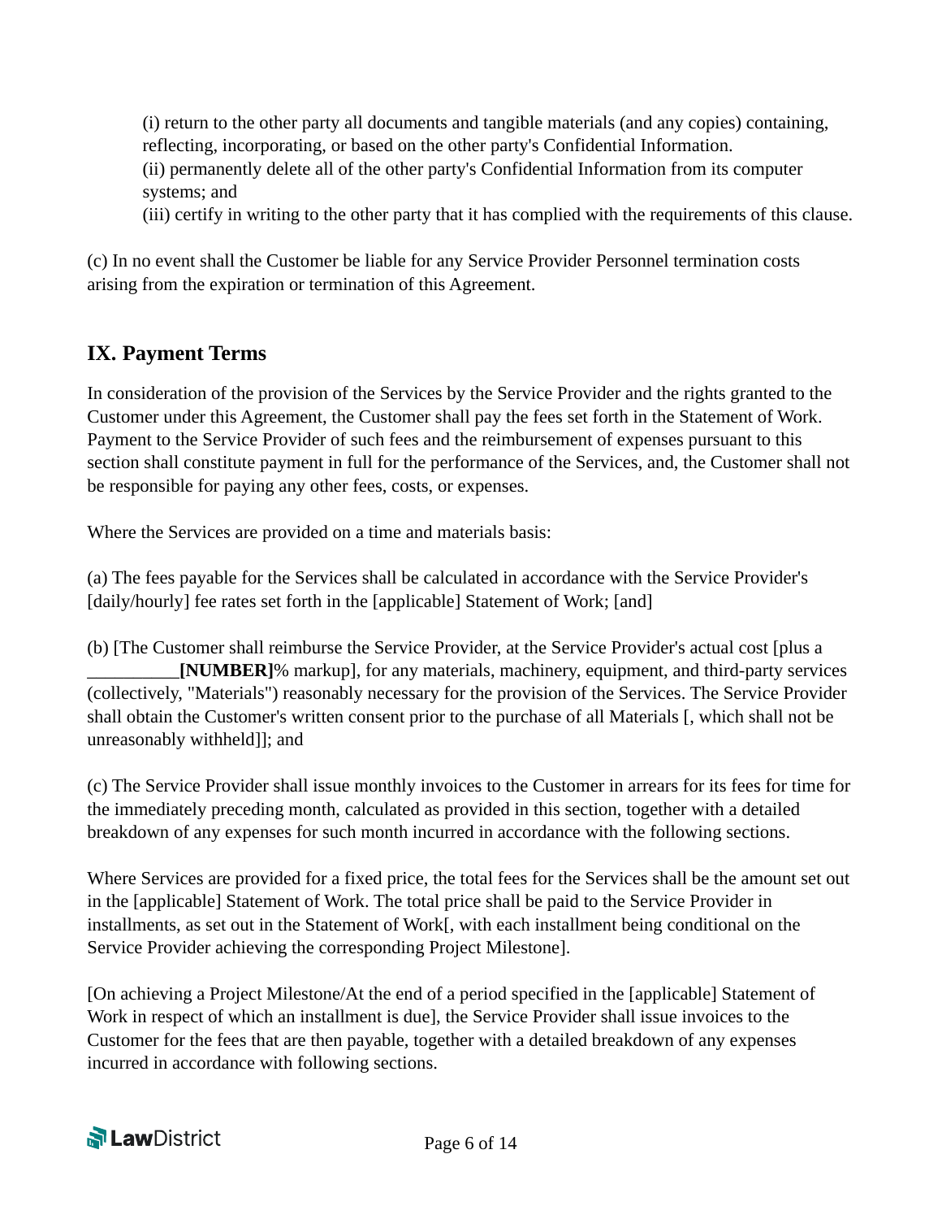(i) return to the other party all documents and tangible materials (and any copies) containing, reflecting, incorporating, or based on the other party's Confidential Information.
(ii) permanently delete all of the other party's Confidential Information from its computer systems; and
(iii) certify in writing to the other party that it has complied with the requirements of this clause.

(c) In no event shall the Customer be liable for any Service Provider Personnel termination costs arising from the expiration or termination of this Agreement.

## IX. Payment Terms

In consideration of the provision of the Services by the Service Provider and the rights granted to the Customer under this Agreement, the Customer shall pay the fees set forth in the Statement of Work. Payment to the Service Provider of such fees and the reimbursement of expenses pursuant to this section shall constitute payment in full for the performance of the Services, and, the Customer shall not be responsible for paying any other fees, costs, or expenses.

Where the Services are provided on a time and materials basis:

(a) The fees payable for the Services shall be calculated in accordance with the Service Provider's [daily/hourly] fee rates set forth in the [applicable] Statement of Work; [and]

(b) [The Customer shall reimburse the Service Provider, at the Service Provider's actual cost [plus a __________**[NUMBER]**% markup], for any materials, machinery, equipment, and third-party services (collectively, "Materials") reasonably necessary for the provision of the Services. The Service Provider shall obtain the Customer's written consent prior to the purchase of all Materials [, which shall not be unreasonably withheld]]; and

(c) The Service Provider shall issue monthly invoices to the Customer in arrears for its fees for time for the immediately preceding month, calculated as provided in this section, together with a detailed breakdown of any expenses for such month incurred in accordance with the following sections.

Where Services are provided for a fixed price, the total fees for the Services shall be the amount set out in the [applicable] Statement of Work. The total price shall be paid to the Service Provider in installments, as set out in the Statement of Work[, with each installment being conditional on the Service Provider achieving the corresponding Project Milestone].

[On achieving a Project Milestone/At the end of a period specified in the [applicable] Statement of Work in respect of which an installment is due], the Service Provider shall issue invoices to the Customer for the fees that are then payable, together with a detailed breakdown of any expenses incurred in accordance with following sections.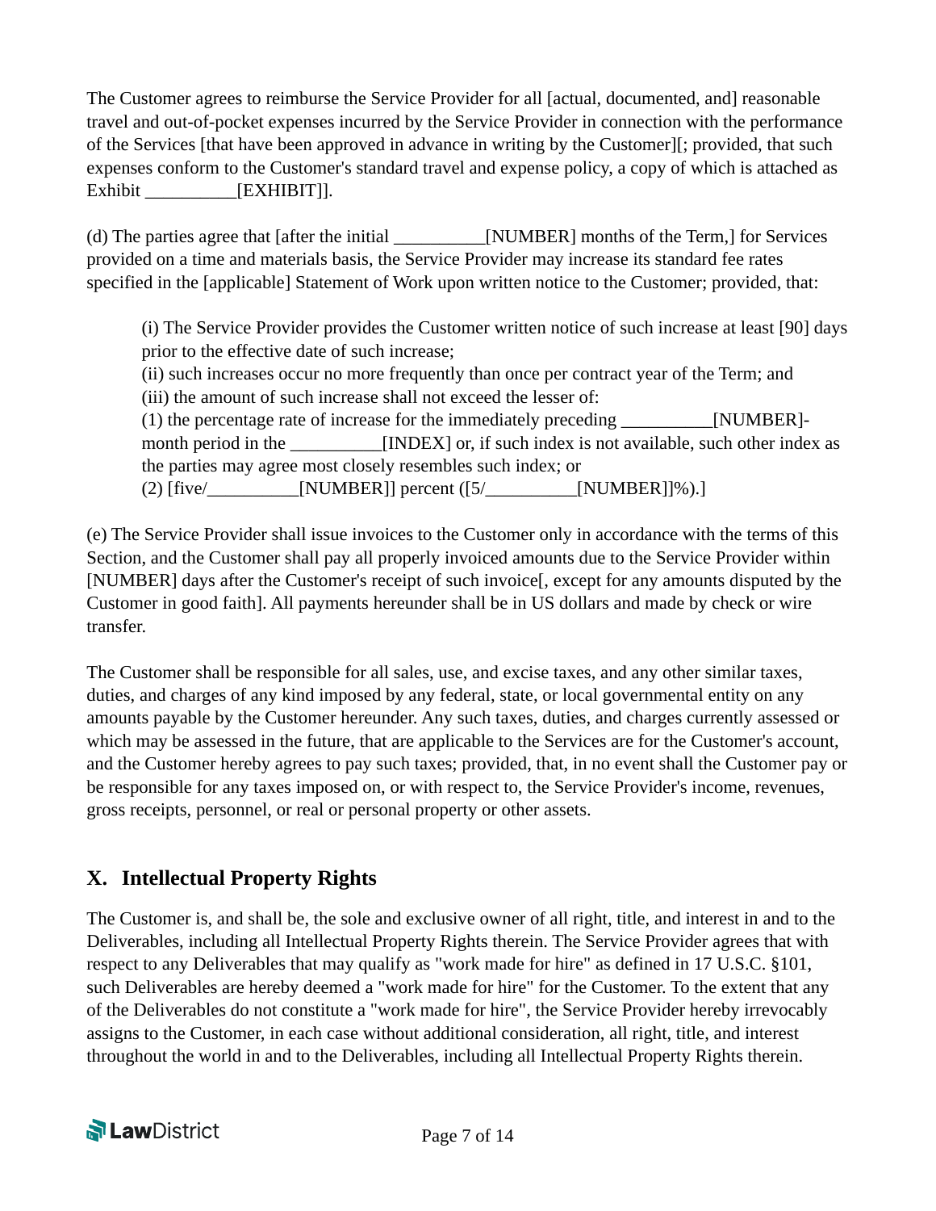The Customer agrees to reimburse the Service Provider for all [actual, documented, and] reasonable travel and out-of-pocket expenses incurred by the Service Provider in connection with the performance of the Services [that have been approved in advance in writing by the Customer][; provided, that such expenses conform to the Customer's standard travel and expense policy, a copy of which is attached as Exhibit __________[EXHIBIT]].

(d) The parties agree that [after the initial __________[NUMBER] months of the Term,] for Services provided on a time and materials basis, the Service Provider may increase its standard fee rates specified in the [applicable] Statement of Work upon written notice to the Customer; provided, that:

> (i) The Service Provider provides the Customer written notice of such increase at least [90] days prior to the effective date of such increase;
> (ii) such increases occur no more frequently than once per contract year of the Term; and
> (iii) the amount of such increase shall not exceed the lesser of:
> (1) the percentage rate of increase for the immediately preceding __________[NUMBER]-month period in the __________[INDEX] or, if such index is not available, such other index as the parties may agree most closely resembles such index; or
> (2) [five/__________[NUMBER]] percent ([5/__________[NUMBER]]%).]

(e) The Service Provider shall issue invoices to the Customer only in accordance with the terms of this Section, and the Customer shall pay all properly invoiced amounts due to the Service Provider within [NUMBER] days after the Customer's receipt of such invoice[, except for any amounts disputed by the Customer in good faith]. All payments hereunder shall be in US dollars and made by check or wire transfer.

The Customer shall be responsible for all sales, use, and excise taxes, and any other similar taxes, duties, and charges of any kind imposed by any federal, state, or local governmental entity on any amounts payable by the Customer hereunder. Any such taxes, duties, and charges currently assessed or which may be assessed in the future, that are applicable to the Services are for the Customer's account, and the Customer hereby agrees to pay such taxes; provided, that, in no event shall the Customer pay or be responsible for any taxes imposed on, or with respect to, the Service Provider's income, revenues, gross receipts, personnel, or real or personal property or other assets.

## X. Intellectual Property Rights

The Customer is, and shall be, the sole and exclusive owner of all right, title, and interest in and to the Deliverables, including all Intellectual Property Rights therein. The Service Provider agrees that with respect to any Deliverables that may qualify as "work made for hire" as defined in 17 U.S.C. §101, such Deliverables are hereby deemed a "work made for hire" for the Customer. To the extent that any of the Deliverables do not constitute a "work made for hire", the Service Provider hereby irrevocably assigns to the Customer, in each case without additional consideration, all right, title, and interest throughout the world in and to the Deliverables, including all Intellectual Property Rights therein.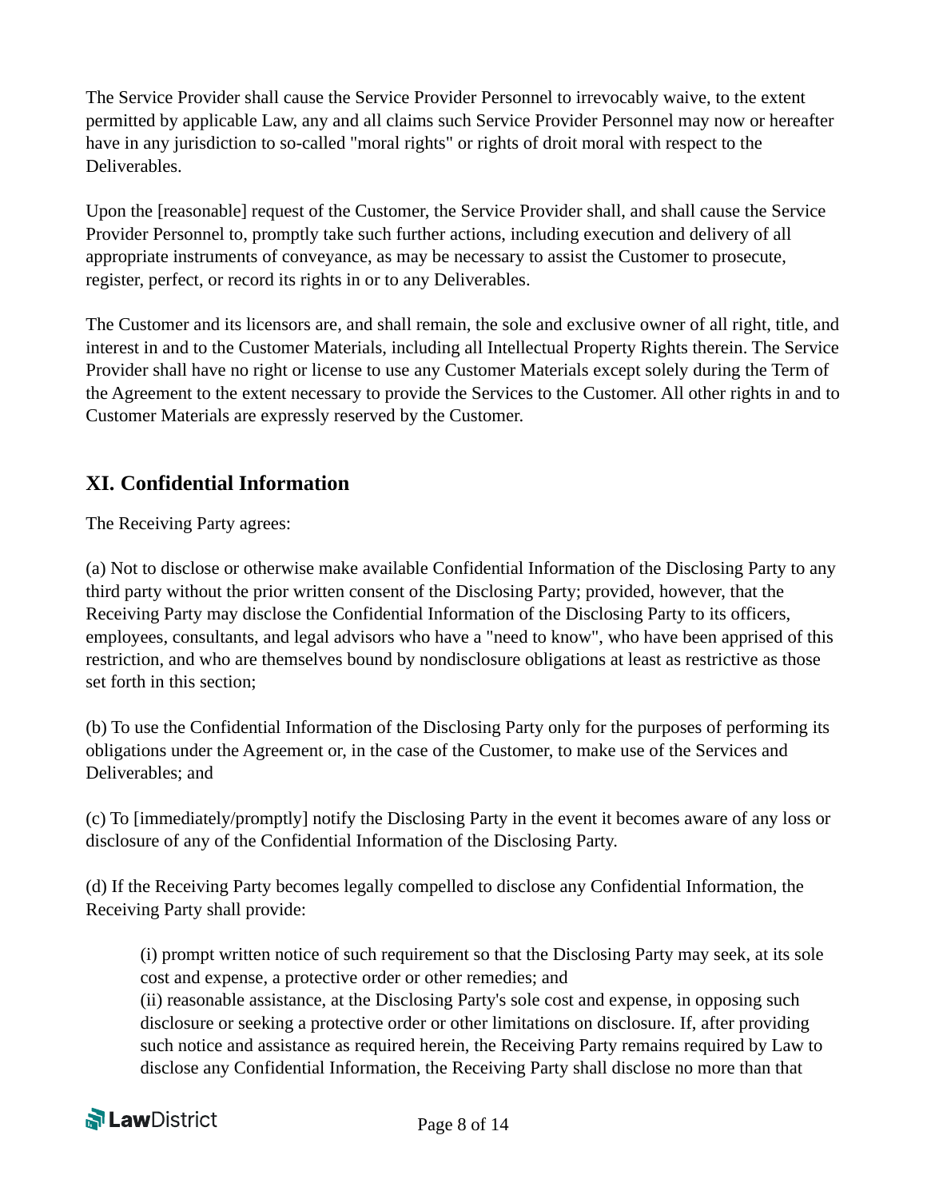The Service Provider shall cause the Service Provider Personnel to irrevocably waive, to the extent permitted by applicable Law, any and all claims such Service Provider Personnel may now or hereafter have in any jurisdiction to so-called "moral rights" or rights of droit moral with respect to the Deliverables.

Upon the [reasonable] request of the Customer, the Service Provider shall, and shall cause the Service Provider Personnel to, promptly take such further actions, including execution and delivery of all appropriate instruments of conveyance, as may be necessary to assist the Customer to prosecute, register, perfect, or record its rights in or to any Deliverables.

The Customer and its licensors are, and shall remain, the sole and exclusive owner of all right, title, and interest in and to the Customer Materials, including all Intellectual Property Rights therein. The Service Provider shall have no right or license to use any Customer Materials except solely during the Term of the Agreement to the extent necessary to provide the Services to the Customer. All other rights in and to Customer Materials are expressly reserved by the Customer.

## XI. Confidential Information

The Receiving Party agrees:

(a) Not to disclose or otherwise make available Confidential Information of the Disclosing Party to any third party without the prior written consent of the Disclosing Party; provided, however, that the Receiving Party may disclose the Confidential Information of the Disclosing Party to its officers, employees, consultants, and legal advisors who have a "need to know", who have been apprised of this restriction, and who are themselves bound by nondisclosure obligations at least as restrictive as those set forth in this section;

(b) To use the Confidential Information of the Disclosing Party only for the purposes of performing its obligations under the Agreement or, in the case of the Customer, to make use of the Services and Deliverables; and

(c) To [immediately/promptly] notify the Disclosing Party in the event it becomes aware of any loss or disclosure of any of the Confidential Information of the Disclosing Party.

(d) If the Receiving Party becomes legally compelled to disclose any Confidential Information, the Receiving Party shall provide:

> (i) prompt written notice of such requirement so that the Disclosing Party may seek, at its sole cost and expense, a protective order or other remedies; and
> (ii) reasonable assistance, at the Disclosing Party's sole cost and expense, in opposing such disclosure or seeking a protective order or other limitations on disclosure. If, after providing such notice and assistance as required herein, the Receiving Party remains required by Law to disclose any Confidential Information, the Receiving Party shall disclose no more than that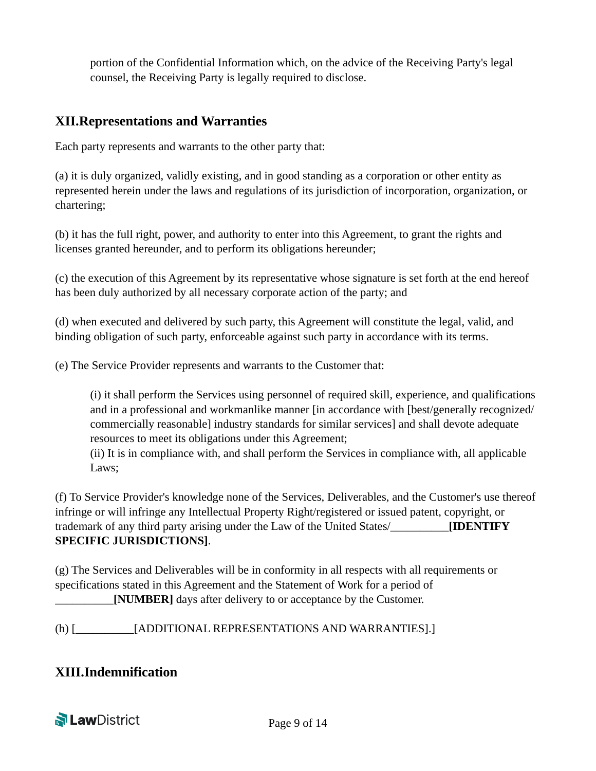portion of the Confidential Information which, on the advice of the Receiving Party's legal counsel, the Receiving Party is legally required to disclose.

## XII.Representations and Warranties

Each party represents and warrants to the other party that:

(a) it is duly organized, validly existing, and in good standing as a corporation or other entity as represented herein under the laws and regulations of its jurisdiction of incorporation, organization, or chartering;

(b) it has the full right, power, and authority to enter into this Agreement, to grant the rights and licenses granted hereunder, and to perform its obligations hereunder;

(c) the execution of this Agreement by its representative whose signature is set forth at the end hereof has been duly authorized by all necessary corporate action of the party; and

(d) when executed and delivered by such party, this Agreement will constitute the legal, valid, and binding obligation of such party, enforceable against such party in accordance with its terms.

(e) The Service Provider represents and warrants to the Customer that:

> (i) it shall perform the Services using personnel of required skill, experience, and qualifications and in a professional and workmanlike manner [in accordance with [best/generally recognized/ commercially reasonable] industry standards for similar services] and shall devote adequate resources to meet its obligations under this Agreement;
> (ii) It is in compliance with, and shall perform the Services in compliance with, all applicable Laws;

(f) To Service Provider's knowledge none of the Services, Deliverables, and the Customer's use thereof infringe or will infringe any Intellectual Property Right/registered or issued patent, copyright, or trademark of any third party arising under the Law of the United States/__________**[IDENTIFY SPECIFIC JURISDICTIONS]**.

(g) The Services and Deliverables will be in conformity in all respects with all requirements or specifications stated in this Agreement and the Statement of Work for a period of __________**[NUMBER]** days after delivery to or acceptance by the Customer.

(h) [__________[ADDITIONAL REPRESENTATIONS AND WARRANTIES].]

## XIII.Indemnification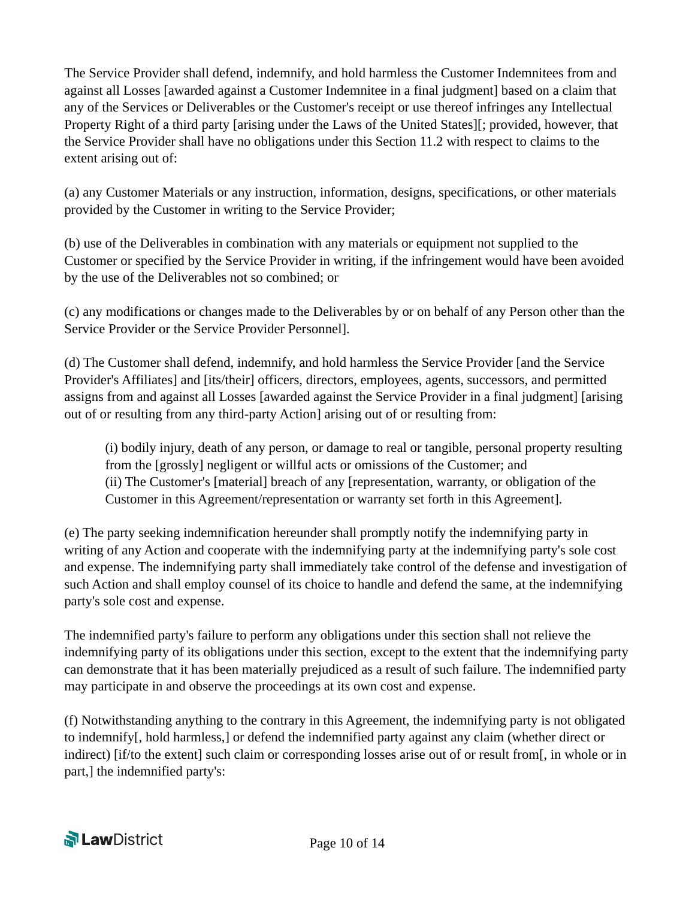The Service Provider shall defend, indemnify, and hold harmless the Customer Indemnitees from and against all Losses [awarded against a Customer Indemnitee in a final judgment] based on a claim that any of the Services or Deliverables or the Customer's receipt or use thereof infringes any Intellectual Property Right of a third party [arising under the Laws of the United States][; provided, however, that the Service Provider shall have no obligations under this Section 11.2 with respect to claims to the extent arising out of:

(a) any Customer Materials or any instruction, information, designs, specifications, or other materials provided by the Customer in writing to the Service Provider;

(b) use of the Deliverables in combination with any materials or equipment not supplied to the Customer or specified by the Service Provider in writing, if the infringement would have been avoided by the use of the Deliverables not so combined; or

(c) any modifications or changes made to the Deliverables by or on behalf of any Person other than the Service Provider or the Service Provider Personnel].

(d) The Customer shall defend, indemnify, and hold harmless the Service Provider [and the Service Provider's Affiliates] and [its/their] officers, directors, employees, agents, successors, and permitted assigns from and against all Losses [awarded against the Service Provider in a final judgment] [arising out of or resulting from any third-party Action] arising out of or resulting from:

> (i) bodily injury, death of any person, or damage to real or tangible, personal property resulting from the [grossly] negligent or willful acts or omissions of the Customer; and
> (ii) The Customer's [material] breach of any [representation, warranty, or obligation of the Customer in this Agreement/representation or warranty set forth in this Agreement].

(e) The party seeking indemnification hereunder shall promptly notify the indemnifying party in writing of any Action and cooperate with the indemnifying party at the indemnifying party's sole cost and expense. The indemnifying party shall immediately take control of the defense and investigation of such Action and shall employ counsel of its choice to handle and defend the same, at the indemnifying party's sole cost and expense.

The indemnified party's failure to perform any obligations under this section shall not relieve the indemnifying party of its obligations under this section, except to the extent that the indemnifying party can demonstrate that it has been materially prejudiced as a result of such failure. The indemnified party may participate in and observe the proceedings at its own cost and expense.

(f) Notwithstanding anything to the contrary in this Agreement, the indemnifying party is not obligated to indemnify[, hold harmless,] or defend the indemnified party against any claim (whether direct or indirect) [if/to the extent] such claim or corresponding losses arise out of or result from[, in whole or in part,] the indemnified party's: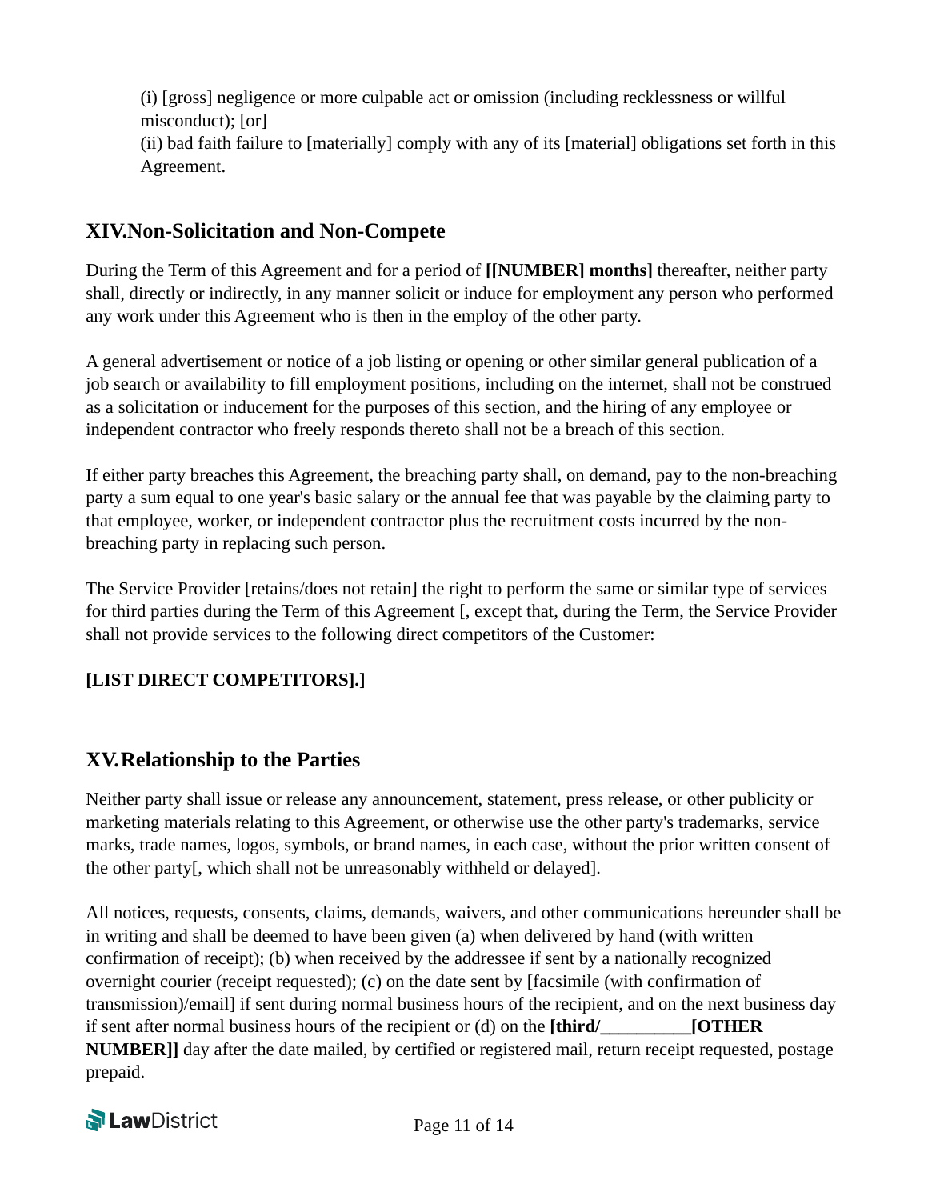(i) [gross] negligence or more culpable act or omission (including recklessness or willful misconduct); [or]
(ii) bad faith failure to [materially] comply with any of its [material] obligations set forth in this Agreement.

## XIV. Non-Solicitation and Non-Compete

During the Term of this Agreement and for a period of **[[NUMBER] months]** thereafter, neither party shall, directly or indirectly, in any manner solicit or induce for employment any person who performed any work under this Agreement who is then in the employ of the other party.

A general advertisement or notice of a job listing or opening or other similar general publication of a job search or availability to fill employment positions, including on the internet, shall not be construed as a solicitation or inducement for the purposes of this section, and the hiring of any employee or independent contractor who freely responds thereto shall not be a breach of this section.

If either party breaches this Agreement, the breaching party shall, on demand, pay to the non-breaching party a sum equal to one year's basic salary or the annual fee that was payable by the claiming party to that employee, worker, or independent contractor plus the recruitment costs incurred by the non-breaching party in replacing such person.

The Service Provider [retains/does not retain] the right to perform the same or similar type of services for third parties during the Term of this Agreement [, except that, during the Term, the Service Provider shall not provide services to the following direct competitors of the Customer:

**[LIST DIRECT COMPETITORS].]**

## XV. Relationship to the Parties

Neither party shall issue or release any announcement, statement, press release, or other publicity or marketing materials relating to this Agreement, or otherwise use the other party's trademarks, service marks, trade names, logos, symbols, or brand names, in each case, without the prior written consent of the other party[, which shall not be unreasonably withheld or delayed].

All notices, requests, consents, claims, demands, waivers, and other communications hereunder shall be in writing and shall be deemed to have been given (a) when delivered by hand (with written confirmation of receipt); (b) when received by the addressee if sent by a nationally recognized overnight courier (receipt requested); (c) on the date sent by [facsimile (with confirmation of transmission)/email] if sent during normal business hours of the recipient, and on the next business day if sent after normal business hours of the recipient or (d) on the **[third/__________[OTHER NUMBER]]** day after the date mailed, by certified or registered mail, return receipt requested, postage prepaid.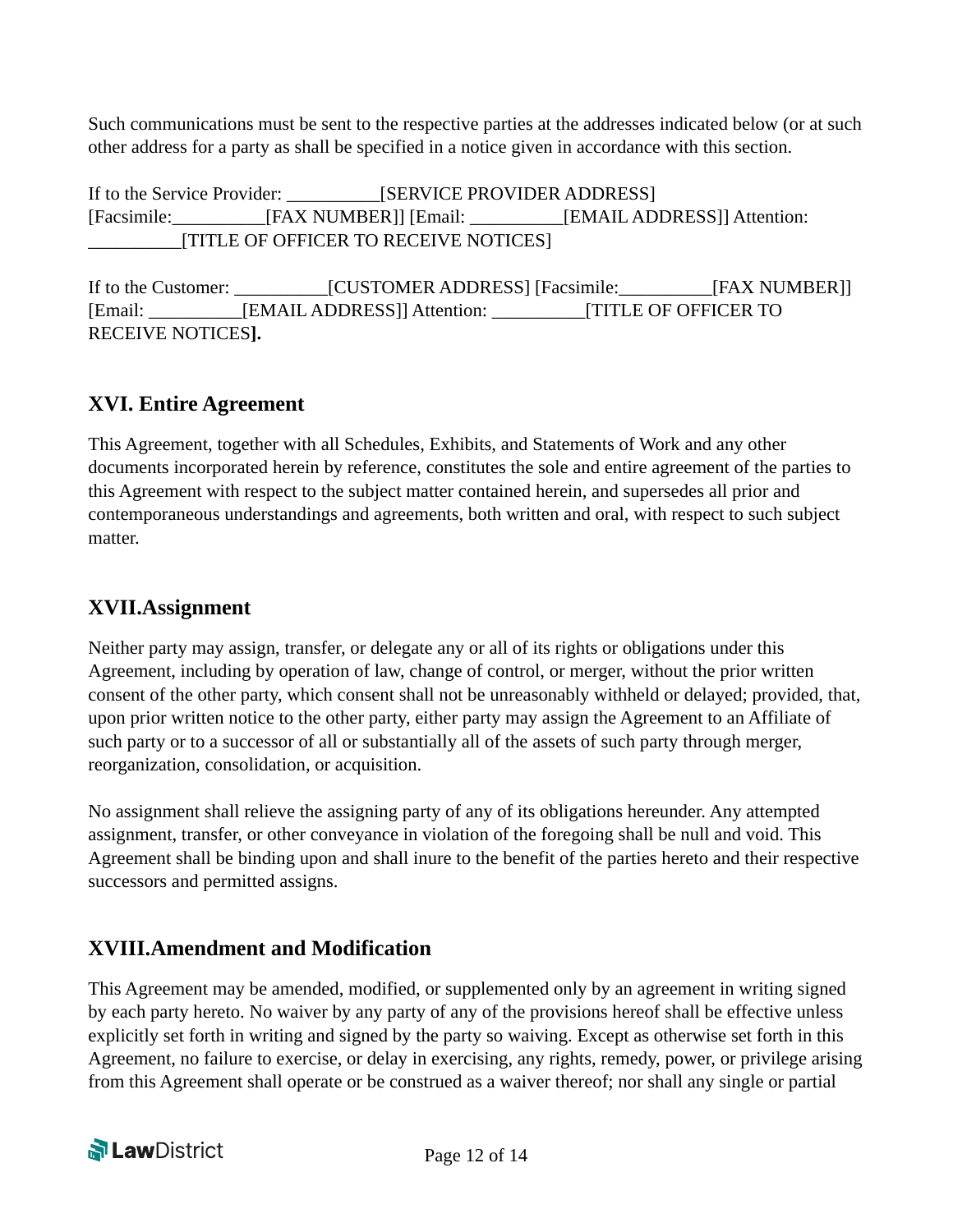Such communications must be sent to the respective parties at the addresses indicated below (or at such other address for a party as shall be specified in a notice given in accordance with this section.

If to the Service Provider: __________[SERVICE PROVIDER ADDRESS] [Facsimile:__________[FAX NUMBER]] [Email: __________[EMAIL ADDRESS]] Attention: __________[TITLE OF OFFICER TO RECEIVE NOTICES]

If to the Customer: __________[CUSTOMER ADDRESS] [Facsimile:__________[FAX NUMBER]] [Email: __________[EMAIL ADDRESS]] Attention: __________[TITLE OF OFFICER TO RECEIVE NOTICES**].**

## XVI. Entire Agreement

This Agreement, together with all Schedules, Exhibits, and Statements of Work and any other documents incorporated herein by reference, constitutes the sole and entire agreement of the parties to this Agreement with respect to the subject matter contained herein, and supersedes all prior and contemporaneous understandings and agreements, both written and oral, with respect to such subject matter.

## XVII.Assignment

Neither party may assign, transfer, or delegate any or all of its rights or obligations under this Agreement, including by operation of law, change of control, or merger, without the prior written consent of the other party, which consent shall not be unreasonably withheld or delayed; provided, that, upon prior written notice to the other party, either party may assign the Agreement to an Affiliate of such party or to a successor of all or substantially all of the assets of such party through merger, reorganization, consolidation, or acquisition.

No assignment shall relieve the assigning party of any of its obligations hereunder. Any attempted assignment, transfer, or other conveyance in violation of the foregoing shall be null and void. This Agreement shall be binding upon and shall inure to the benefit of the parties hereto and their respective successors and permitted assigns.

## XVIII.Amendment and Modification

This Agreement may be amended, modified, or supplemented only by an agreement in writing signed by each party hereto. No waiver by any party of any of the provisions hereof shall be effective unless explicitly set forth in writing and signed by the party so waiving. Except as otherwise set forth in this Agreement, no failure to exercise, or delay in exercising, any rights, remedy, power, or privilege arising from this Agreement shall operate or be construed as a waiver thereof; nor shall any single or partial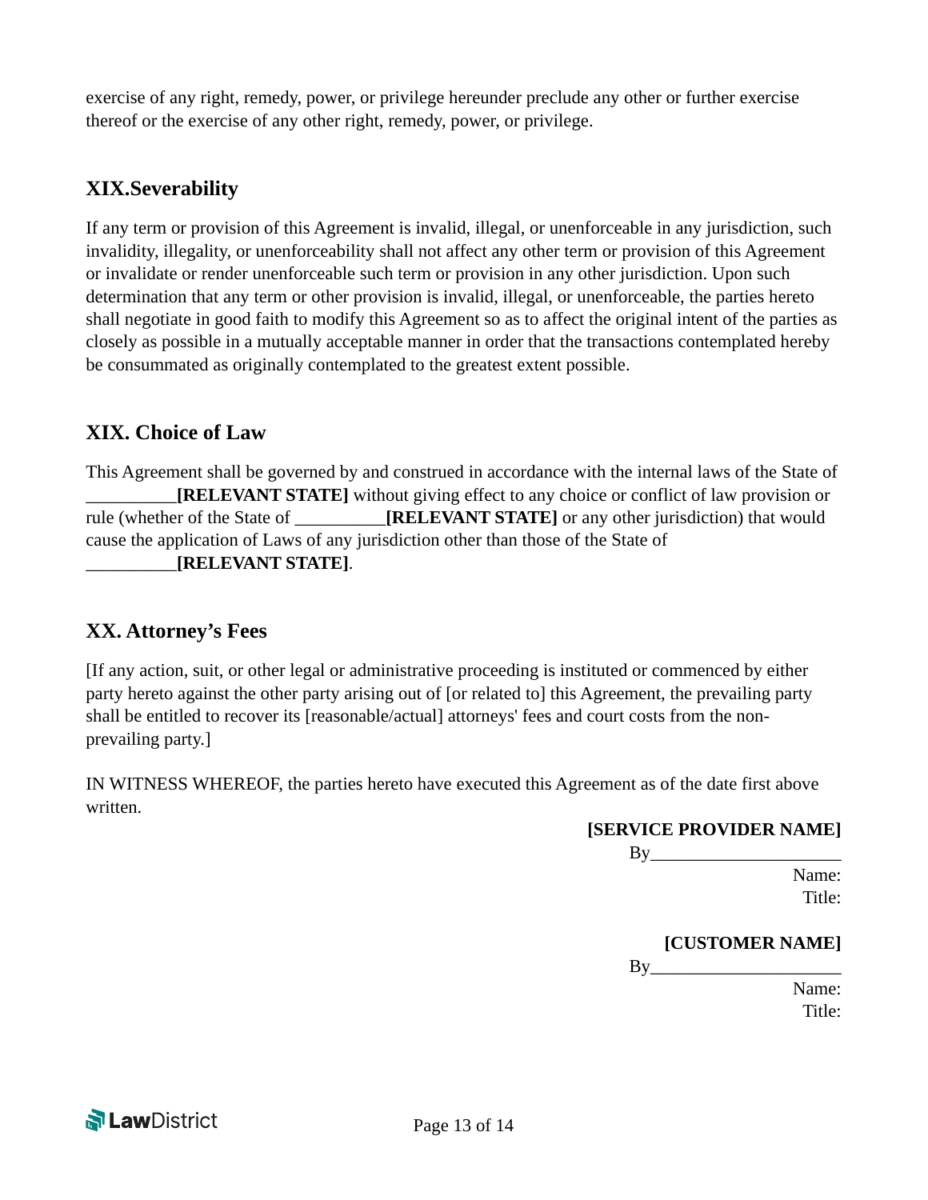exercise of any right, remedy, power, or privilege hereunder preclude any other or further exercise thereof or the exercise of any other right, remedy, power, or privilege.

## XIX.Severability

If any term or provision of this Agreement is invalid, illegal, or unenforceable in any jurisdiction, such invalidity, illegality, or unenforceability shall not affect any other term or provision of this Agreement or invalidate or render unenforceable such term or provision in any other jurisdiction. Upon such determination that any term or other provision is invalid, illegal, or unenforceable, the parties hereto shall negotiate in good faith to modify this Agreement so as to affect the original intent of the parties as closely as possible in a mutually acceptable manner in order that the transactions contemplated hereby be consummated as originally contemplated to the greatest extent possible.

## XIX. Choice of Law

This Agreement shall be governed by and construed in accordance with the internal laws of the State of __________**[RELEVANT STATE]** without giving effect to any choice or conflict of law provision or rule (whether of the State of __________**[RELEVANT STATE]** or any other jurisdiction) that would cause the application of Laws of any jurisdiction other than those of the State of __________**[RELEVANT STATE]**.

## XX. Attorney's Fees

[If any action, suit, or other legal or administrative proceeding is instituted or commenced by either party hereto against the other party arising out of [or related to] this Agreement, the prevailing party shall be entitled to recover its [reasonable/actual] attorneys' fees and court costs from the non-prevailing party.]

IN WITNESS WHEREOF, the parties hereto have executed this Agreement as of the date first above written.

**[SERVICE PROVIDER NAME]**

By____________________

Name:

Title:

**[CUSTOMER NAME]**

By____________________

Name:

Title: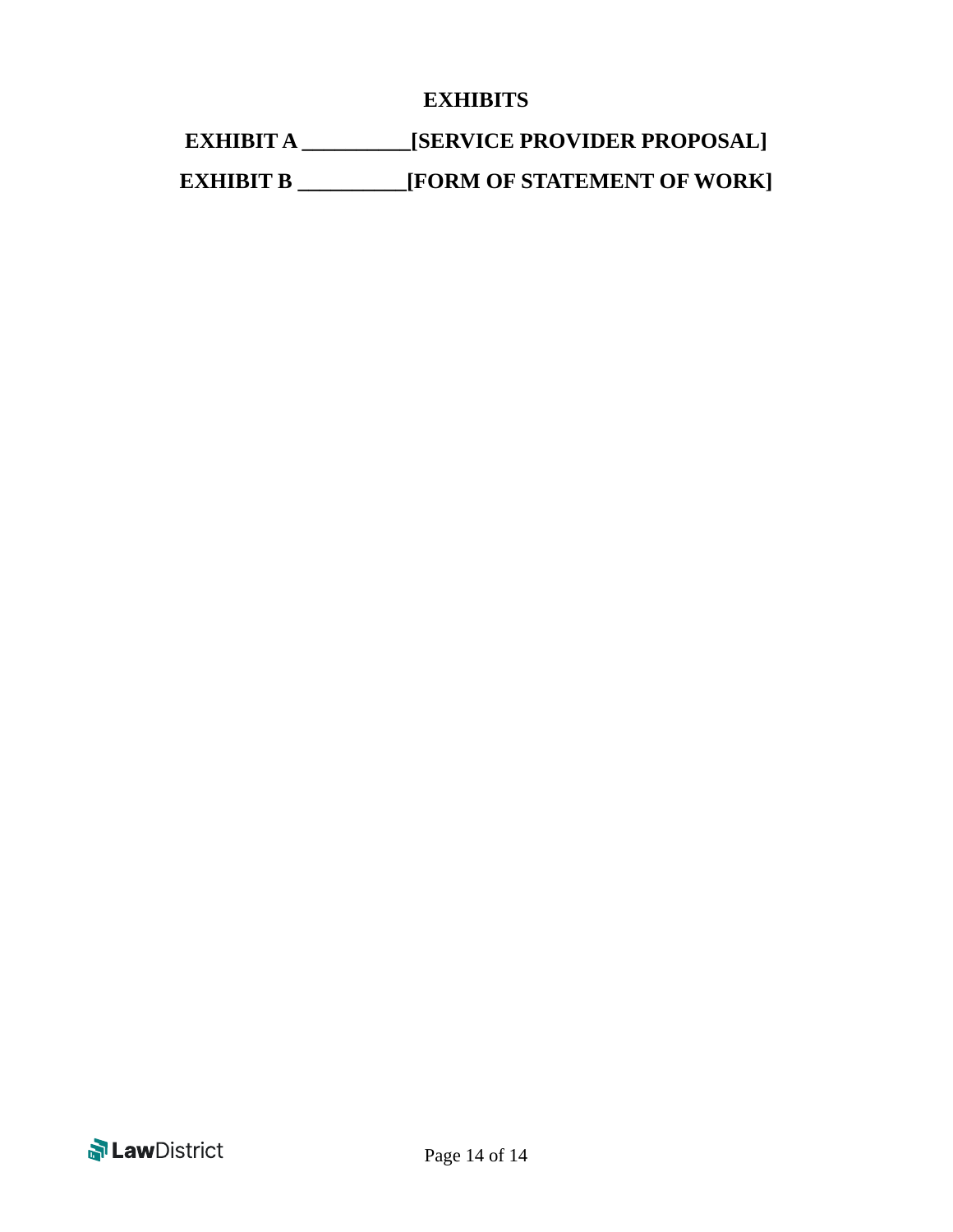# EXHIBITS

**EXHIBIT A __________[SERVICE PROVIDER PROPOSAL]**

**EXHIBIT B __________[FORM OF STATEMENT OF WORK]**